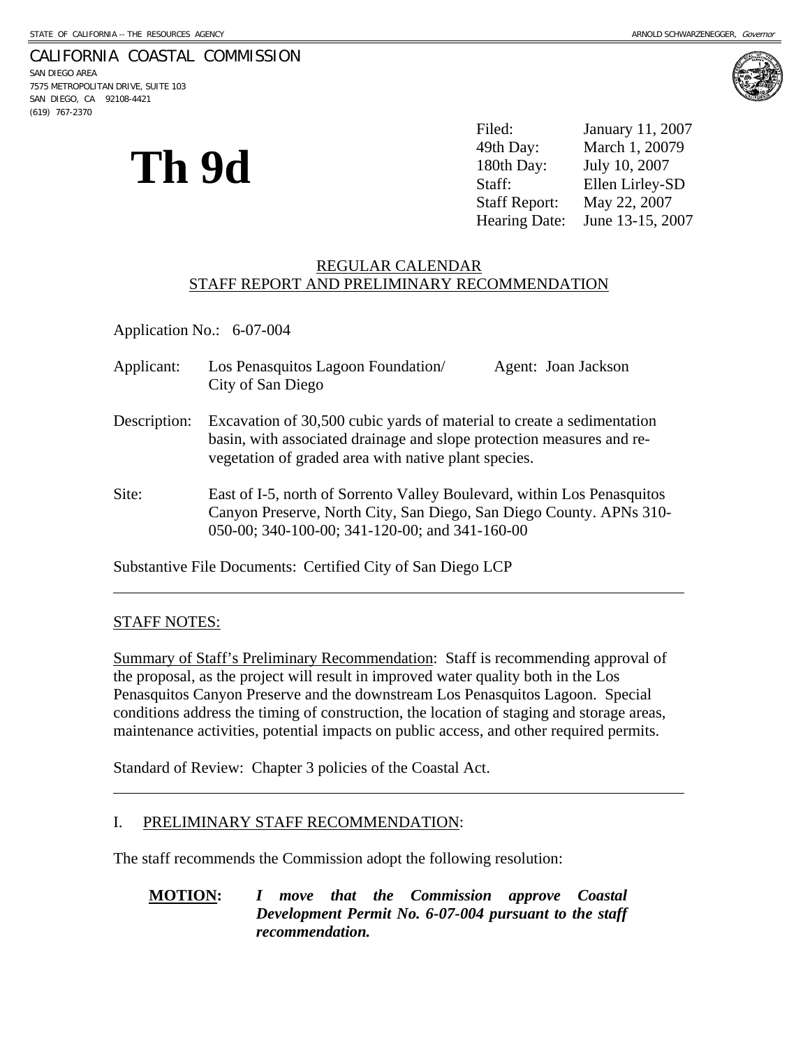STATE OF CALIFORNIA -- THE RESOURCES AGENCY ARNOLD SCHWARZENEGGER, *Governor*

CALIFORNIA COASTAL COMMISSION
SAN DIEGO AREA
7575 METROPOLITAN DRIVE, SUITE 103
SAN DIEGO, CA 92108-4421
(619) 767-2370

# Th 9d

| | |
|---|---|
| Filed: | January 11, 2007 |
| 49th Day: | March 1, 20079 |
| 180th Day: | July 10, 2007 |
| Staff: | Ellen Lirley-SD |
| Staff Report: | May 22, 2007 |
| Hearing Date: | June 13-15, 2007 |

REGULAR CALENDAR
STAFF REPORT AND PRELIMINARY RECOMMENDATION

Application No.: 6-07-004

Applicant: Los Penasquitos Lagoon Foundation/ City of San Diego    Agent: Joan Jackson

Description: Excavation of 30,500 cubic yards of material to create a sedimentation basin, with associated drainage and slope protection measures and re-vegetation of graded area with native plant species.

Site: East of I-5, north of Sorrento Valley Boulevard, within Los Penasquitos Canyon Preserve, North City, San Diego, San Diego County. APNs 310-050-00; 340-100-00; 341-120-00; and 341-160-00

Substantive File Documents: Certified City of San Diego LCP

---

STAFF NOTES:

Summary of Staff's Preliminary Recommendation: Staff is recommending approval of the proposal, as the project will result in improved water quality both in the Los Penasquitos Canyon Preserve and the downstream Los Penasquitos Lagoon. Special conditions address the timing of construction, the location of staging and storage areas, maintenance activities, potential impacts on public access, and other required permits.

Standard of Review: Chapter 3 policies of the Coastal Act.

---

I. PRELIMINARY STAFF RECOMMENDATION:

The staff recommends the Commission adopt the following resolution:

**MOTION:** ***I move that the Commission approve Coastal Development Permit No. 6-07-004 pursuant to the staff recommendation.***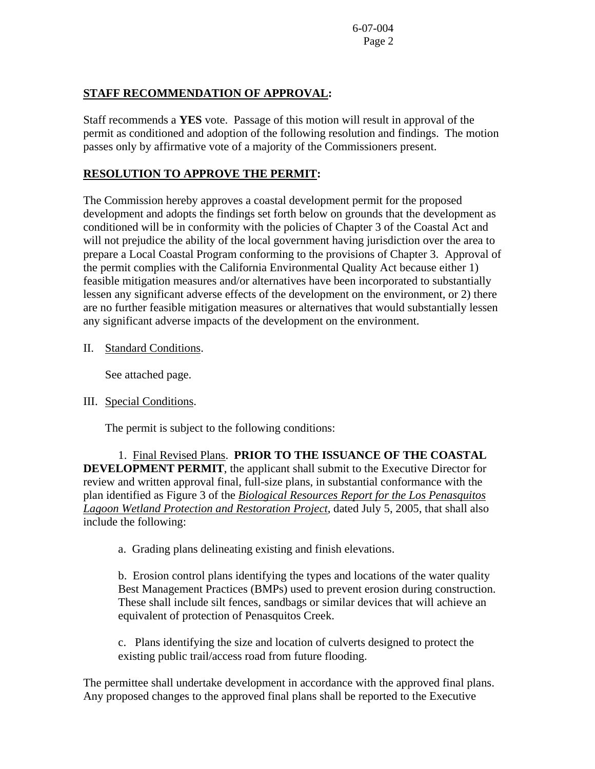**<u>STAFF RECOMMENDATION OF APPROVAL</u>:**

Staff recommends a **YES** vote. Passage of this motion will result in approval of the permit as conditioned and adoption of the following resolution and findings. The motion passes only by affirmative vote of a majority of the Commissioners present.

**<u>RESOLUTION TO APPROVE THE PERMIT</u>:**

The Commission hereby approves a coastal development permit for the proposed development and adopts the findings set forth below on grounds that the development as conditioned will be in conformity with the policies of Chapter 3 of the Coastal Act and will not prejudice the ability of the local government having jurisdiction over the area to prepare a Local Coastal Program conforming to the provisions of Chapter 3. Approval of the permit complies with the California Environmental Quality Act because either 1) feasible mitigation measures and/or alternatives have been incorporated to substantially lessen any significant adverse effects of the development on the environment, or 2) there are no further feasible mitigation measures or alternatives that would substantially lessen any significant adverse impacts of the development on the environment.

II. <u>Standard Conditions</u>.

See attached page.

III. <u>Special Conditions</u>.

The permit is subject to the following conditions:

1. <u>Final Revised Plans</u>. **PRIOR TO THE ISSUANCE OF THE COASTAL DEVELOPMENT PERMIT**, the applicant shall submit to the Executive Director for review and written approval final, full-size plans, in substantial conformance with the plan identified as Figure 3 of the ***<u>Biological Resources Report for the Los Penasquitos Lagoon Wetland Protection and Restoration Project</u>***, dated July 5, 2005, that shall also include the following:

a. Grading plans delineating existing and finish elevations.

b. Erosion control plans identifying the types and locations of the water quality Best Management Practices (BMPs) used to prevent erosion during construction. These shall include silt fences, sandbags or similar devices that will achieve an equivalent of protection of Penasquitos Creek.

c. Plans identifying the size and location of culverts designed to protect the existing public trail/access road from future flooding.

The permittee shall undertake development in accordance with the approved final plans. Any proposed changes to the approved final plans shall be reported to the Executive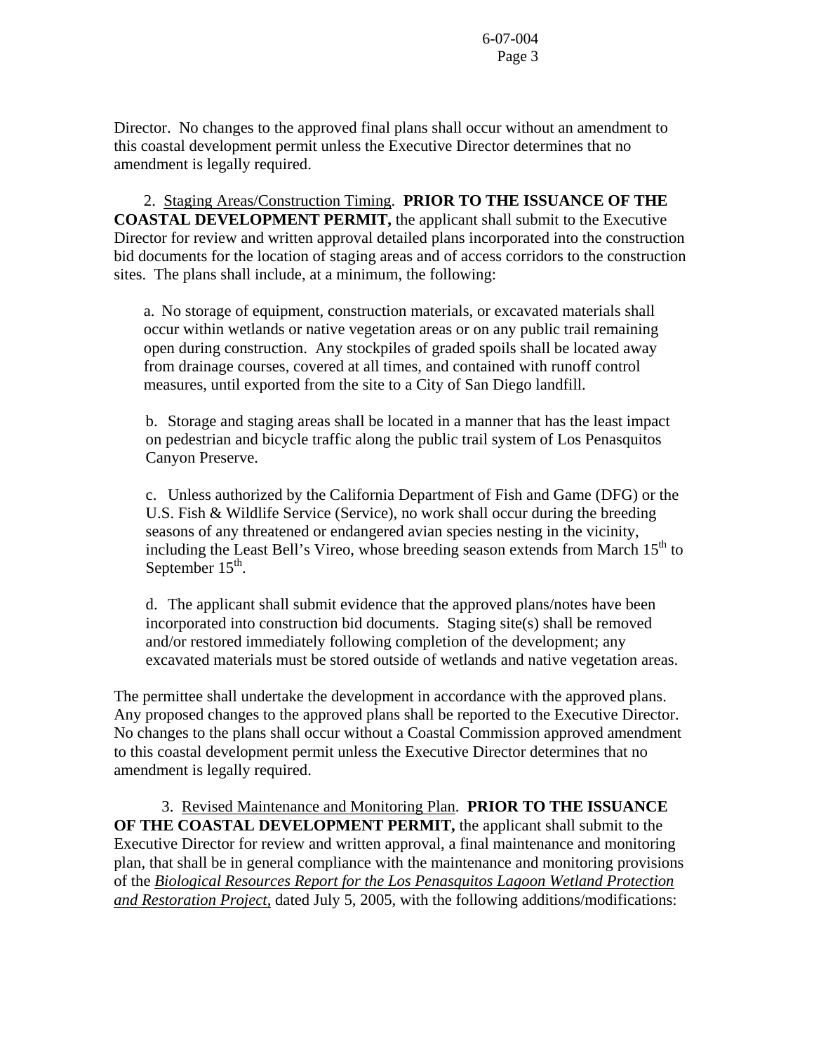Director. No changes to the approved final plans shall occur without an amendment to this coastal development permit unless the Executive Director determines that no amendment is legally required.

2. Staging Areas/Construction Timing. **PRIOR TO THE ISSUANCE OF THE COASTAL DEVELOPMENT PERMIT,** the applicant shall submit to the Executive Director for review and written approval detailed plans incorporated into the construction bid documents for the location of staging areas and of access corridors to the construction sites. The plans shall include, at a minimum, the following:

a. No storage of equipment, construction materials, or excavated materials shall occur within wetlands or native vegetation areas or on any public trail remaining open during construction. Any stockpiles of graded spoils shall be located away from drainage courses, covered at all times, and contained with runoff control measures, until exported from the site to a City of San Diego landfill.

b. Storage and staging areas shall be located in a manner that has the least impact on pedestrian and bicycle traffic along the public trail system of Los Penasquitos Canyon Preserve.

c. Unless authorized by the California Department of Fish and Game (DFG) or the U.S. Fish & Wildlife Service (Service), no work shall occur during the breeding seasons of any threatened or endangered avian species nesting in the vicinity, including the Least Bell's Vireo, whose breeding season extends from March 15th to September 15th.

d. The applicant shall submit evidence that the approved plans/notes have been incorporated into construction bid documents. Staging site(s) shall be removed and/or restored immediately following completion of the development; any excavated materials must be stored outside of wetlands and native vegetation areas.

The permittee shall undertake the development in accordance with the approved plans. Any proposed changes to the approved plans shall be reported to the Executive Director. No changes to the plans shall occur without a Coastal Commission approved amendment to this coastal development permit unless the Executive Director determines that no amendment is legally required.

3. Revised Maintenance and Monitoring Plan. **PRIOR TO THE ISSUANCE OF THE COASTAL DEVELOPMENT PERMIT,** the applicant shall submit to the Executive Director for review and written approval, a final maintenance and monitoring plan, that shall be in general compliance with the maintenance and monitoring provisions of the *Biological Resources Report for the Los Penasquitos Lagoon Wetland Protection and Restoration Project*, dated July 5, 2005, with the following additions/modifications: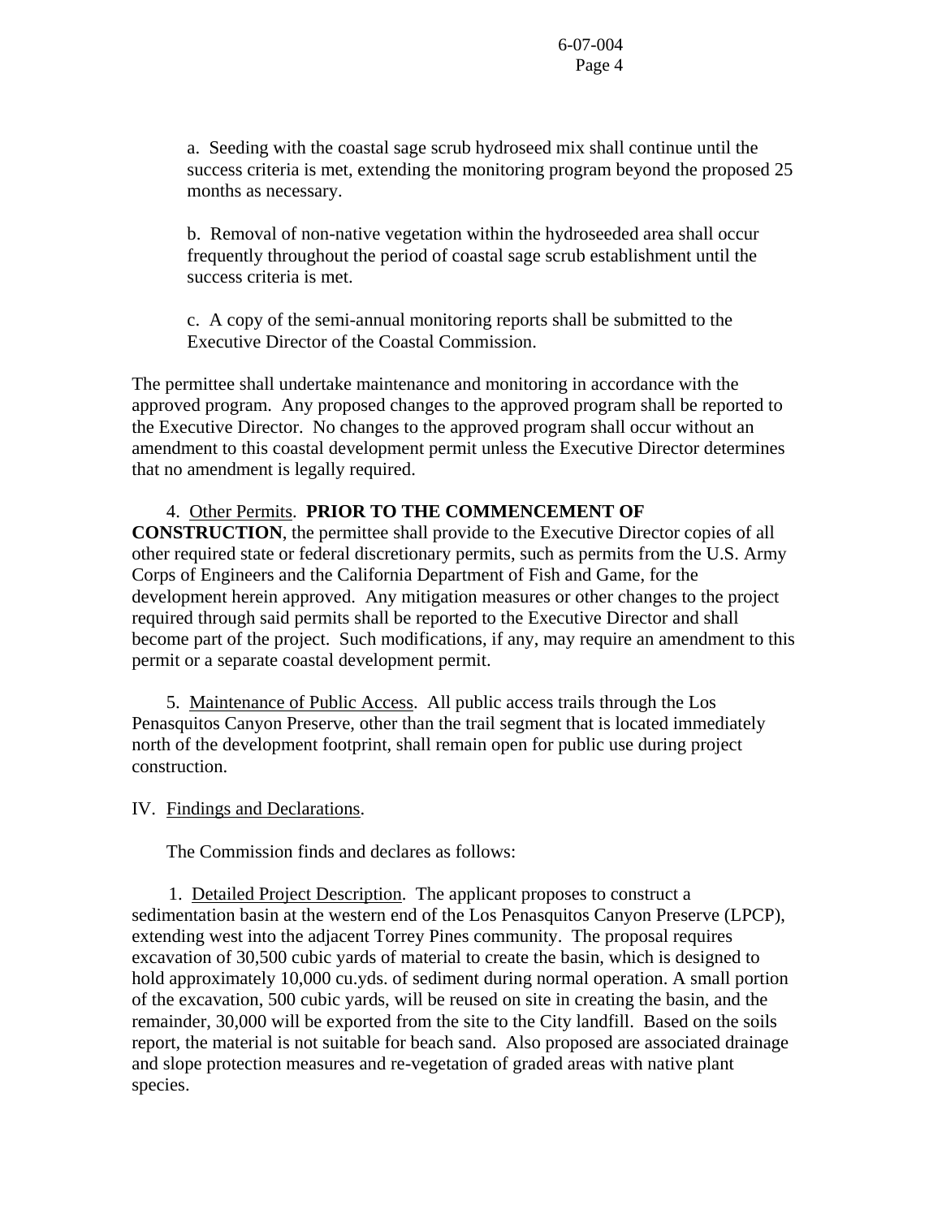a. Seeding with the coastal sage scrub hydroseed mix shall continue until the success criteria is met, extending the monitoring program beyond the proposed 25 months as necessary.

b. Removal of non-native vegetation within the hydroseeded area shall occur frequently throughout the period of coastal sage scrub establishment until the success criteria is met.

c. A copy of the semi-annual monitoring reports shall be submitted to the Executive Director of the Coastal Commission.

The permittee shall undertake maintenance and monitoring in accordance with the approved program. Any proposed changes to the approved program shall be reported to the Executive Director. No changes to the approved program shall occur without an amendment to this coastal development permit unless the Executive Director determines that no amendment is legally required.

4. Other Permits. **PRIOR TO THE COMMENCEMENT OF CONSTRUCTION**, the permittee shall provide to the Executive Director copies of all other required state or federal discretionary permits, such as permits from the U.S. Army Corps of Engineers and the California Department of Fish and Game, for the development herein approved. Any mitigation measures or other changes to the project required through said permits shall be reported to the Executive Director and shall become part of the project. Such modifications, if any, may require an amendment to this permit or a separate coastal development permit.

5. Maintenance of Public Access. All public access trails through the Los Penasquitos Canyon Preserve, other than the trail segment that is located immediately north of the development footprint, shall remain open for public use during project construction.

IV. Findings and Declarations.

The Commission finds and declares as follows:

1. Detailed Project Description. The applicant proposes to construct a sedimentation basin at the western end of the Los Penasquitos Canyon Preserve (LPCP), extending west into the adjacent Torrey Pines community. The proposal requires excavation of 30,500 cubic yards of material to create the basin, which is designed to hold approximately 10,000 cu.yds. of sediment during normal operation. A small portion of the excavation, 500 cubic yards, will be reused on site in creating the basin, and the remainder, 30,000 will be exported from the site to the City landfill. Based on the soils report, the material is not suitable for beach sand. Also proposed are associated drainage and slope protection measures and re-vegetation of graded areas with native plant species.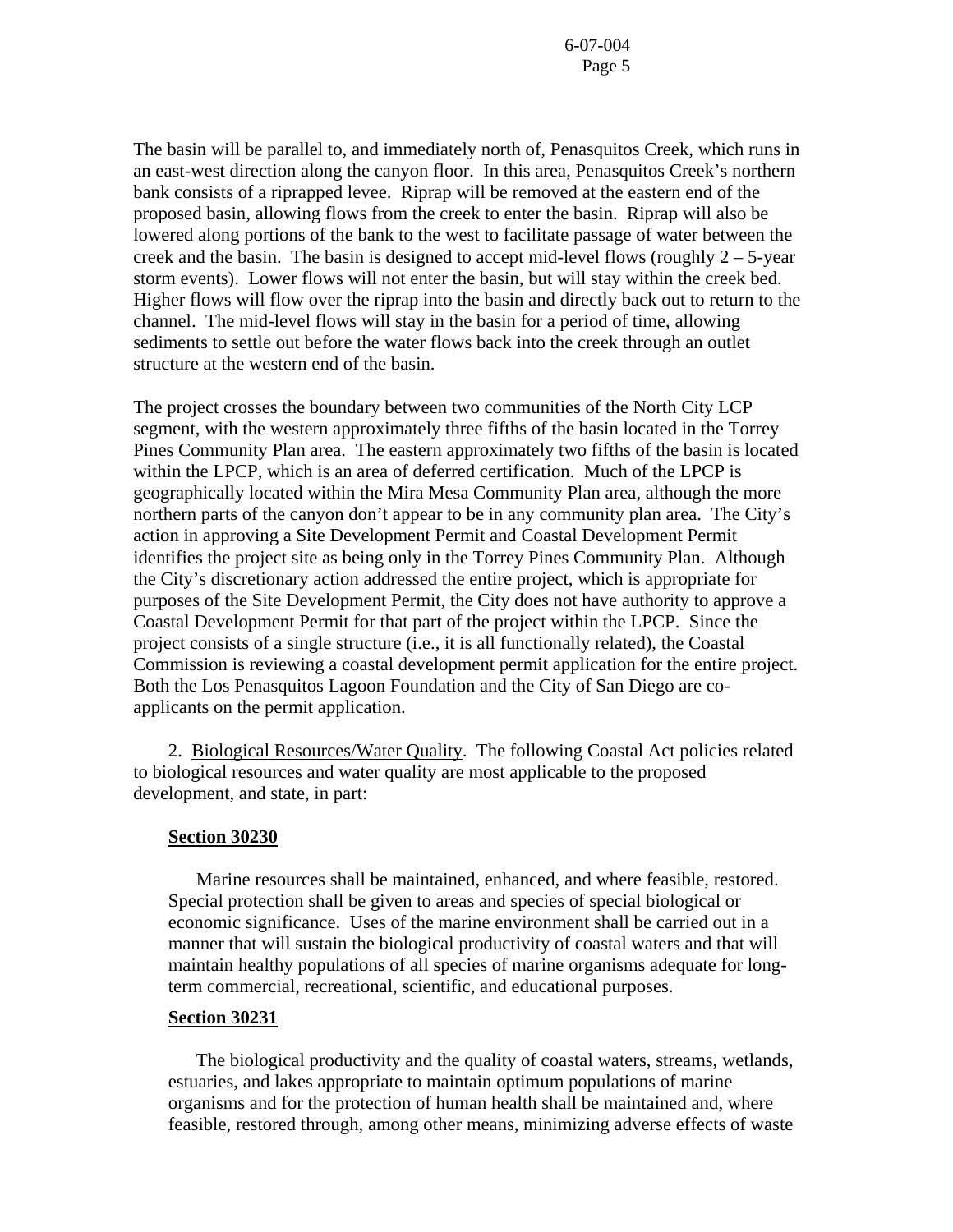The basin will be parallel to, and immediately north of, Penasquitos Creek, which runs in an east-west direction along the canyon floor. In this area, Penasquitos Creek's northern bank consists of a riprapped levee. Riprap will be removed at the eastern end of the proposed basin, allowing flows from the creek to enter the basin. Riprap will also be lowered along portions of the bank to the west to facilitate passage of water between the creek and the basin. The basin is designed to accept mid-level flows (roughly 2 – 5-year storm events). Lower flows will not enter the basin, but will stay within the creek bed. Higher flows will flow over the riprap into the basin and directly back out to return to the channel. The mid-level flows will stay in the basin for a period of time, allowing sediments to settle out before the water flows back into the creek through an outlet structure at the western end of the basin.

The project crosses the boundary between two communities of the North City LCP segment, with the western approximately three fifths of the basin located in the Torrey Pines Community Plan area. The eastern approximately two fifths of the basin is located within the LPCP, which is an area of deferred certification. Much of the LPCP is geographically located within the Mira Mesa Community Plan area, although the more northern parts of the canyon don't appear to be in any community plan area. The City's action in approving a Site Development Permit and Coastal Development Permit identifies the project site as being only in the Torrey Pines Community Plan. Although the City's discretionary action addressed the entire project, which is appropriate for purposes of the Site Development Permit, the City does not have authority to approve a Coastal Development Permit for that part of the project within the LPCP. Since the project consists of a single structure (i.e., it is all functionally related), the Coastal Commission is reviewing a coastal development permit application for the entire project. Both the Los Penasquitos Lagoon Foundation and the City of San Diego are co-applicants on the permit application.

2. <u>Biological Resources/Water Quality</u>. The following Coastal Act policies related to biological resources and water quality are most applicable to the proposed development, and state, in part:

**Section 30230**

Marine resources shall be maintained, enhanced, and where feasible, restored. Special protection shall be given to areas and species of special biological or economic significance. Uses of the marine environment shall be carried out in a manner that will sustain the biological productivity of coastal waters and that will maintain healthy populations of all species of marine organisms adequate for long-term commercial, recreational, scientific, and educational purposes.

**Section 30231**

The biological productivity and the quality of coastal waters, streams, wetlands, estuaries, and lakes appropriate to maintain optimum populations of marine organisms and for the protection of human health shall be maintained and, where feasible, restored through, among other means, minimizing adverse effects of waste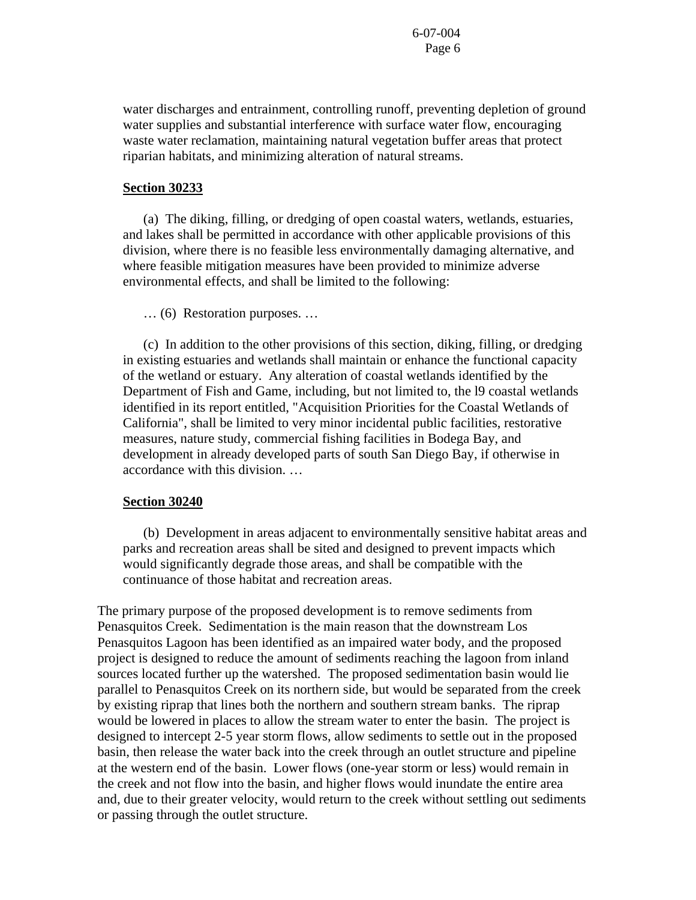water discharges and entrainment, controlling runoff, preventing depletion of ground water supplies and substantial interference with surface water flow, encouraging waste water reclamation, maintaining natural vegetation buffer areas that protect riparian habitats, and minimizing alteration of natural streams.

**Section 30233**

(a) The diking, filling, or dredging of open coastal waters, wetlands, estuaries, and lakes shall be permitted in accordance with other applicable provisions of this division, where there is no feasible less environmentally damaging alternative, and where feasible mitigation measures have been provided to minimize adverse environmental effects, and shall be limited to the following:

… (6) Restoration purposes. …

(c) In addition to the other provisions of this section, diking, filling, or dredging in existing estuaries and wetlands shall maintain or enhance the functional capacity of the wetland or estuary. Any alteration of coastal wetlands identified by the Department of Fish and Game, including, but not limited to, the l9 coastal wetlands identified in its report entitled, "Acquisition Priorities for the Coastal Wetlands of California", shall be limited to very minor incidental public facilities, restorative measures, nature study, commercial fishing facilities in Bodega Bay, and development in already developed parts of south San Diego Bay, if otherwise in accordance with this division. …

**Section 30240**

(b) Development in areas adjacent to environmentally sensitive habitat areas and parks and recreation areas shall be sited and designed to prevent impacts which would significantly degrade those areas, and shall be compatible with the continuance of those habitat and recreation areas.

The primary purpose of the proposed development is to remove sediments from Penasquitos Creek. Sedimentation is the main reason that the downstream Los Penasquitos Lagoon has been identified as an impaired water body, and the proposed project is designed to reduce the amount of sediments reaching the lagoon from inland sources located further up the watershed. The proposed sedimentation basin would lie parallel to Penasquitos Creek on its northern side, but would be separated from the creek by existing riprap that lines both the northern and southern stream banks. The riprap would be lowered in places to allow the stream water to enter the basin. The project is designed to intercept 2-5 year storm flows, allow sediments to settle out in the proposed basin, then release the water back into the creek through an outlet structure and pipeline at the western end of the basin. Lower flows (one-year storm or less) would remain in the creek and not flow into the basin, and higher flows would inundate the entire area and, due to their greater velocity, would return to the creek without settling out sediments or passing through the outlet structure.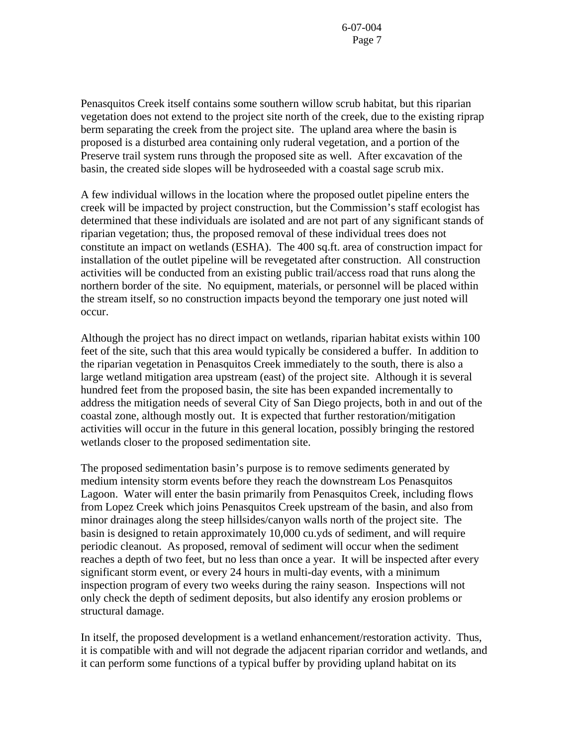Penasquitos Creek itself contains some southern willow scrub habitat, but this riparian vegetation does not extend to the project site north of the creek, due to the existing riprap berm separating the creek from the project site. The upland area where the basin is proposed is a disturbed area containing only ruderal vegetation, and a portion of the Preserve trail system runs through the proposed site as well. After excavation of the basin, the created side slopes will be hydroseeded with a coastal sage scrub mix.

A few individual willows in the location where the proposed outlet pipeline enters the creek will be impacted by project construction, but the Commission's staff ecologist has determined that these individuals are isolated and are not part of any significant stands of riparian vegetation; thus, the proposed removal of these individual trees does not constitute an impact on wetlands (ESHA). The 400 sq.ft. area of construction impact for installation of the outlet pipeline will be revegetated after construction. All construction activities will be conducted from an existing public trail/access road that runs along the northern border of the site. No equipment, materials, or personnel will be placed within the stream itself, so no construction impacts beyond the temporary one just noted will occur.

Although the project has no direct impact on wetlands, riparian habitat exists within 100 feet of the site, such that this area would typically be considered a buffer. In addition to the riparian vegetation in Penasquitos Creek immediately to the south, there is also a large wetland mitigation area upstream (east) of the project site. Although it is several hundred feet from the proposed basin, the site has been expanded incrementally to address the mitigation needs of several City of San Diego projects, both in and out of the coastal zone, although mostly out. It is expected that further restoration/mitigation activities will occur in the future in this general location, possibly bringing the restored wetlands closer to the proposed sedimentation site.

The proposed sedimentation basin's purpose is to remove sediments generated by medium intensity storm events before they reach the downstream Los Penasquitos Lagoon. Water will enter the basin primarily from Penasquitos Creek, including flows from Lopez Creek which joins Penasquitos Creek upstream of the basin, and also from minor drainages along the steep hillsides/canyon walls north of the project site. The basin is designed to retain approximately 10,000 cu.yds of sediment, and will require periodic cleanout. As proposed, removal of sediment will occur when the sediment reaches a depth of two feet, but no less than once a year. It will be inspected after every significant storm event, or every 24 hours in multi-day events, with a minimum inspection program of every two weeks during the rainy season. Inspections will not only check the depth of sediment deposits, but also identify any erosion problems or structural damage.

In itself, the proposed development is a wetland enhancement/restoration activity. Thus, it is compatible with and will not degrade the adjacent riparian corridor and wetlands, and it can perform some functions of a typical buffer by providing upland habitat on its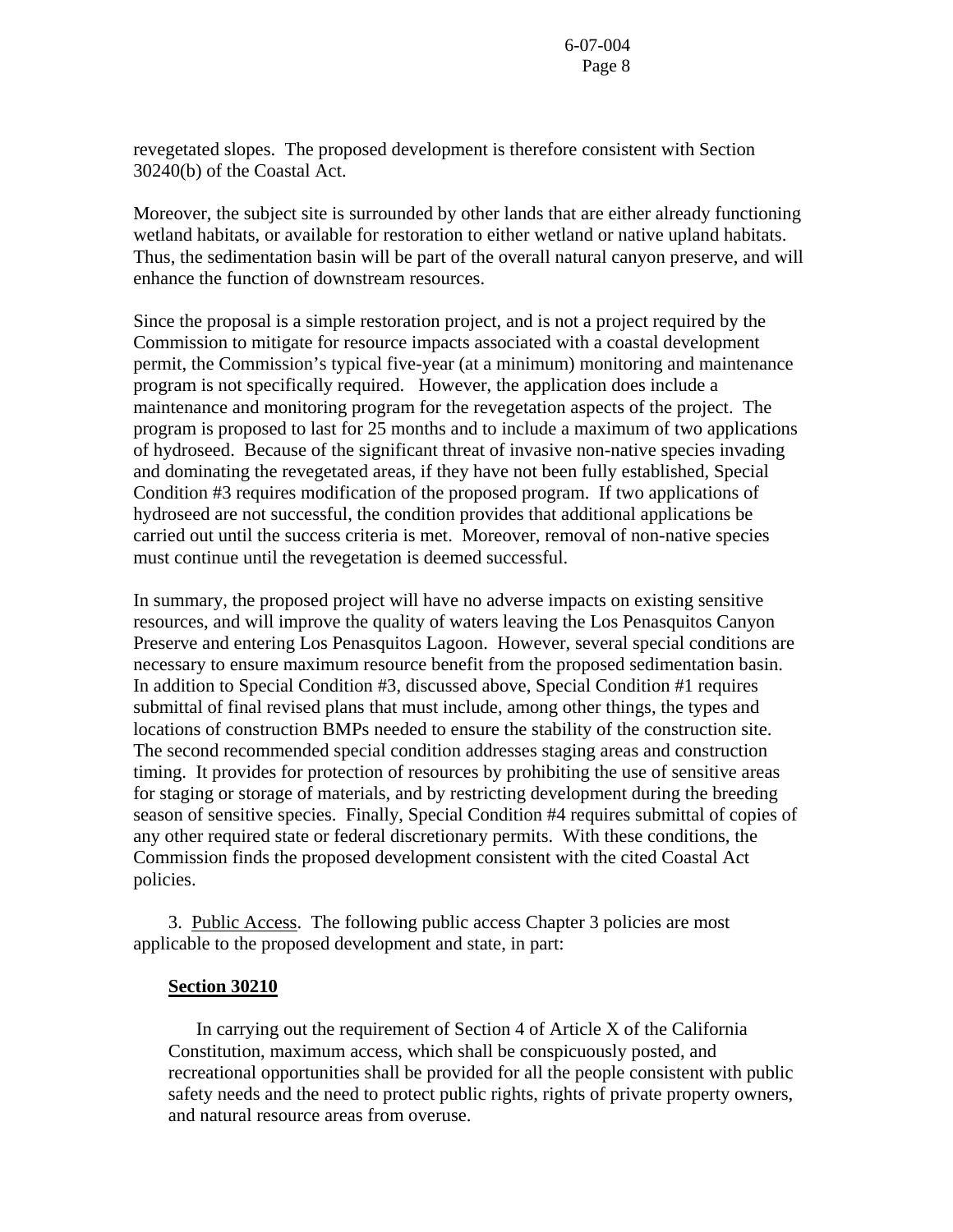revegetated slopes. The proposed development is therefore consistent with Section 30240(b) of the Coastal Act.

Moreover, the subject site is surrounded by other lands that are either already functioning wetland habitats, or available for restoration to either wetland or native upland habitats. Thus, the sedimentation basin will be part of the overall natural canyon preserve, and will enhance the function of downstream resources.

Since the proposal is a simple restoration project, and is not a project required by the Commission to mitigate for resource impacts associated with a coastal development permit, the Commission's typical five-year (at a minimum) monitoring and maintenance program is not specifically required. However, the application does include a maintenance and monitoring program for the revegetation aspects of the project. The program is proposed to last for 25 months and to include a maximum of two applications of hydroseed. Because of the significant threat of invasive non-native species invading and dominating the revegetated areas, if they have not been fully established, Special Condition #3 requires modification of the proposed program. If two applications of hydroseed are not successful, the condition provides that additional applications be carried out until the success criteria is met. Moreover, removal of non-native species must continue until the revegetation is deemed successful.

In summary, the proposed project will have no adverse impacts on existing sensitive resources, and will improve the quality of waters leaving the Los Penasquitos Canyon Preserve and entering Los Penasquitos Lagoon. However, several special conditions are necessary to ensure maximum resource benefit from the proposed sedimentation basin. In addition to Special Condition #3, discussed above, Special Condition #1 requires submittal of final revised plans that must include, among other things, the types and locations of construction BMPs needed to ensure the stability of the construction site. The second recommended special condition addresses staging areas and construction timing. It provides for protection of resources by prohibiting the use of sensitive areas for staging or storage of materials, and by restricting development during the breeding season of sensitive species. Finally, Special Condition #4 requires submittal of copies of any other required state or federal discretionary permits. With these conditions, the Commission finds the proposed development consistent with the cited Coastal Act policies.

3. Public Access. The following public access Chapter 3 policies are most applicable to the proposed development and state, in part:

**Section 30210**

In carrying out the requirement of Section 4 of Article X of the California Constitution, maximum access, which shall be conspicuously posted, and recreational opportunities shall be provided for all the people consistent with public safety needs and the need to protect public rights, rights of private property owners, and natural resource areas from overuse.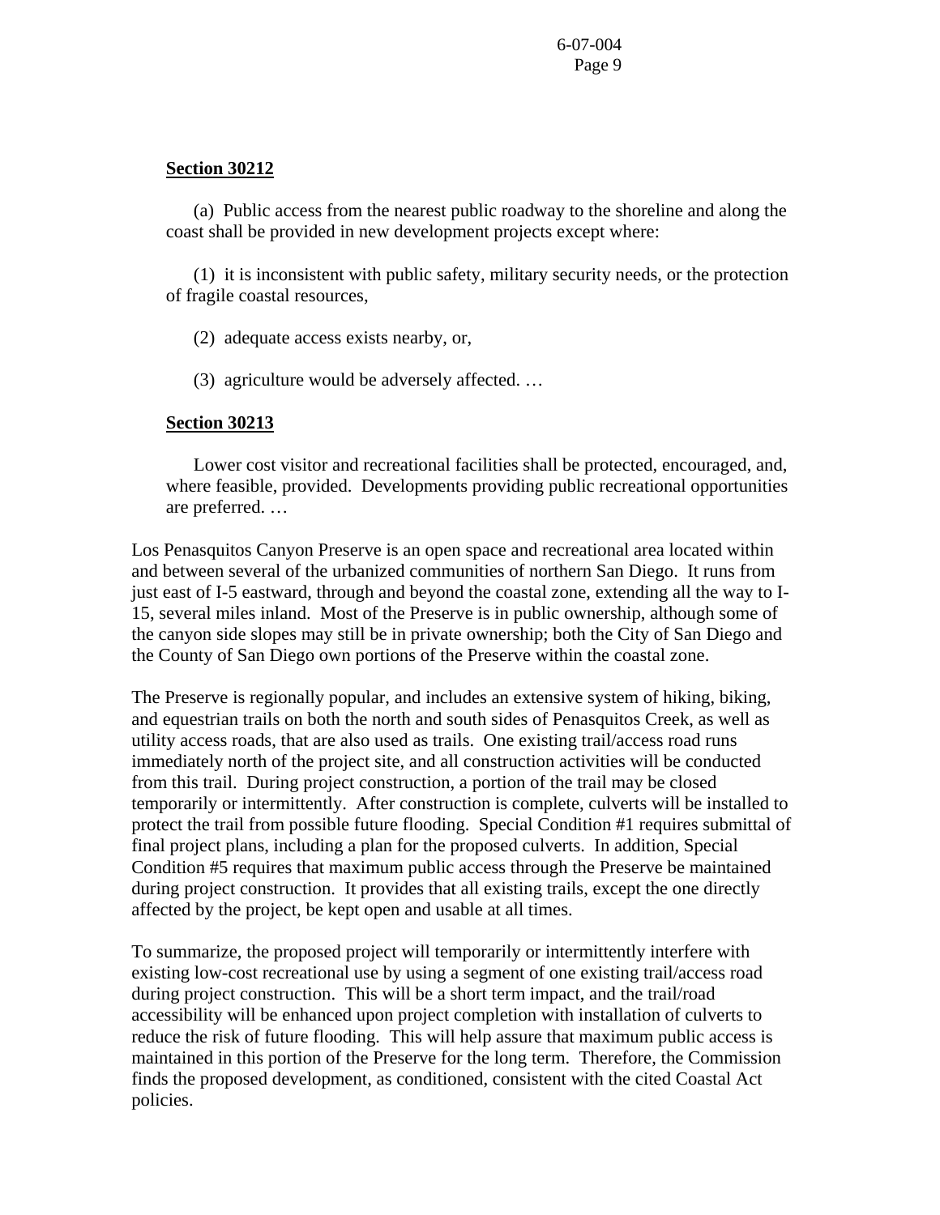**Section 30212**

(a) Public access from the nearest public roadway to the shoreline and along the coast shall be provided in new development projects except where:

(1) it is inconsistent with public safety, military security needs, or the protection of fragile coastal resources,

(2) adequate access exists nearby, or,

(3) agriculture would be adversely affected. …

**Section 30213**

Lower cost visitor and recreational facilities shall be protected, encouraged, and, where feasible, provided. Developments providing public recreational opportunities are preferred. …

Los Penasquitos Canyon Preserve is an open space and recreational area located within and between several of the urbanized communities of northern San Diego. It runs from just east of I-5 eastward, through and beyond the coastal zone, extending all the way to I-15, several miles inland. Most of the Preserve is in public ownership, although some of the canyon side slopes may still be in private ownership; both the City of San Diego and the County of San Diego own portions of the Preserve within the coastal zone.

The Preserve is regionally popular, and includes an extensive system of hiking, biking, and equestrian trails on both the north and south sides of Penasquitos Creek, as well as utility access roads, that are also used as trails. One existing trail/access road runs immediately north of the project site, and all construction activities will be conducted from this trail. During project construction, a portion of the trail may be closed temporarily or intermittently. After construction is complete, culverts will be installed to protect the trail from possible future flooding. Special Condition #1 requires submittal of final project plans, including a plan for the proposed culverts. In addition, Special Condition #5 requires that maximum public access through the Preserve be maintained during project construction. It provides that all existing trails, except the one directly affected by the project, be kept open and usable at all times.

To summarize, the proposed project will temporarily or intermittently interfere with existing low-cost recreational use by using a segment of one existing trail/access road during project construction. This will be a short term impact, and the trail/road accessibility will be enhanced upon project completion with installation of culverts to reduce the risk of future flooding. This will help assure that maximum public access is maintained in this portion of the Preserve for the long term. Therefore, the Commission finds the proposed development, as conditioned, consistent with the cited Coastal Act policies.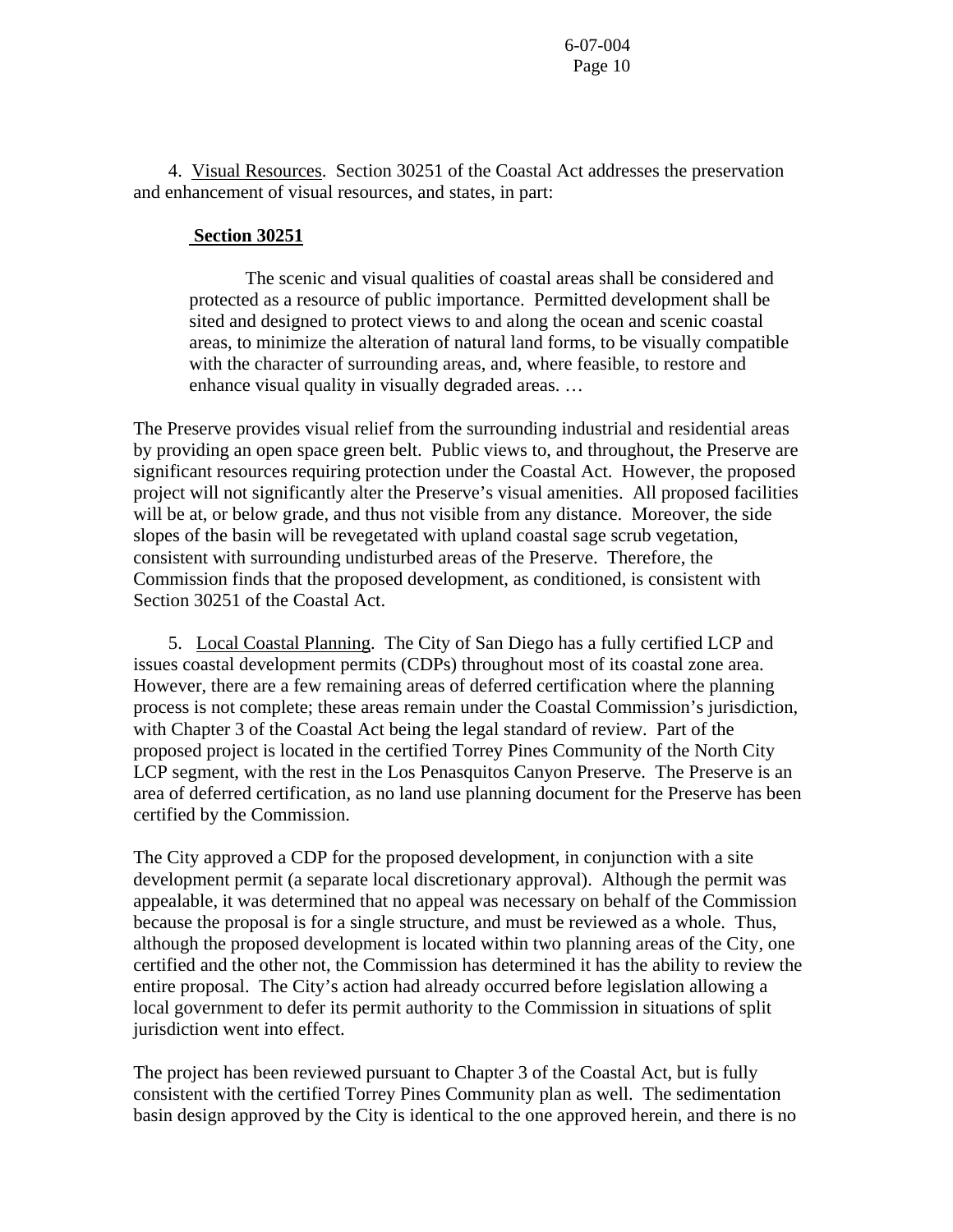4. Visual Resources. Section 30251 of the Coastal Act addresses the preservation and enhancement of visual resources, and states, in part:

**Section 30251**

> The scenic and visual qualities of coastal areas shall be considered and protected as a resource of public importance. Permitted development shall be sited and designed to protect views to and along the ocean and scenic coastal areas, to minimize the alteration of natural land forms, to be visually compatible with the character of surrounding areas, and, where feasible, to restore and enhance visual quality in visually degraded areas. …

The Preserve provides visual relief from the surrounding industrial and residential areas by providing an open space green belt. Public views to, and throughout, the Preserve are significant resources requiring protection under the Coastal Act. However, the proposed project will not significantly alter the Preserve's visual amenities. All proposed facilities will be at, or below grade, and thus not visible from any distance. Moreover, the side slopes of the basin will be revegetated with upland coastal sage scrub vegetation, consistent with surrounding undisturbed areas of the Preserve. Therefore, the Commission finds that the proposed development, as conditioned, is consistent with Section 30251 of the Coastal Act.

5. Local Coastal Planning. The City of San Diego has a fully certified LCP and issues coastal development permits (CDPs) throughout most of its coastal zone area. However, there are a few remaining areas of deferred certification where the planning process is not complete; these areas remain under the Coastal Commission's jurisdiction, with Chapter 3 of the Coastal Act being the legal standard of review. Part of the proposed project is located in the certified Torrey Pines Community of the North City LCP segment, with the rest in the Los Penasquitos Canyon Preserve. The Preserve is an area of deferred certification, as no land use planning document for the Preserve has been certified by the Commission.

The City approved a CDP for the proposed development, in conjunction with a site development permit (a separate local discretionary approval). Although the permit was appealable, it was determined that no appeal was necessary on behalf of the Commission because the proposal is for a single structure, and must be reviewed as a whole. Thus, although the proposed development is located within two planning areas of the City, one certified and the other not, the Commission has determined it has the ability to review the entire proposal. The City's action had already occurred before legislation allowing a local government to defer its permit authority to the Commission in situations of split jurisdiction went into effect.

The project has been reviewed pursuant to Chapter 3 of the Coastal Act, but is fully consistent with the certified Torrey Pines Community plan as well. The sedimentation basin design approved by the City is identical to the one approved herein, and there is no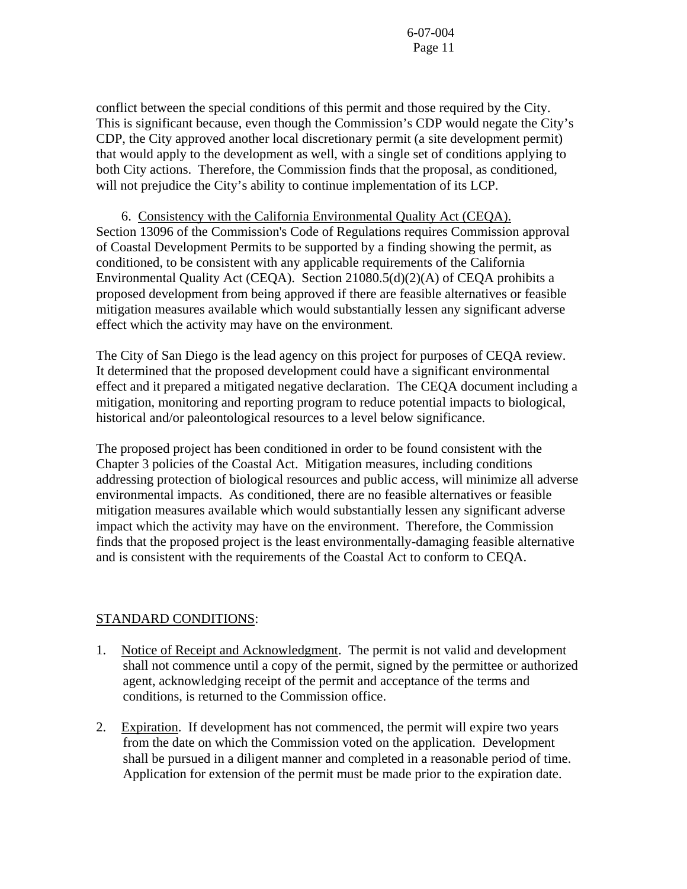conflict between the special conditions of this permit and those required by the City. This is significant because, even though the Commission's CDP would negate the City's CDP, the City approved another local discretionary permit (a site development permit) that would apply to the development as well, with a single set of conditions applying to both City actions. Therefore, the Commission finds that the proposal, as conditioned, will not prejudice the City's ability to continue implementation of its LCP.

6. Consistency with the California Environmental Quality Act (CEQA). Section 13096 of the Commission's Code of Regulations requires Commission approval of Coastal Development Permits to be supported by a finding showing the permit, as conditioned, to be consistent with any applicable requirements of the California Environmental Quality Act (CEQA). Section 21080.5(d)(2)(A) of CEQA prohibits a proposed development from being approved if there are feasible alternatives or feasible mitigation measures available which would substantially lessen any significant adverse effect which the activity may have on the environment.

The City of San Diego is the lead agency on this project for purposes of CEQA review. It determined that the proposed development could have a significant environmental effect and it prepared a mitigated negative declaration. The CEQA document including a mitigation, monitoring and reporting program to reduce potential impacts to biological, historical and/or paleontological resources to a level below significance.

The proposed project has been conditioned in order to be found consistent with the Chapter 3 policies of the Coastal Act. Mitigation measures, including conditions addressing protection of biological resources and public access, will minimize all adverse environmental impacts. As conditioned, there are no feasible alternatives or feasible mitigation measures available which would substantially lessen any significant adverse impact which the activity may have on the environment. Therefore, the Commission finds that the proposed project is the least environmentally-damaging feasible alternative and is consistent with the requirements of the Coastal Act to conform to CEQA.

## STANDARD CONDITIONS:

1. Notice of Receipt and Acknowledgment. The permit is not valid and development shall not commence until a copy of the permit, signed by the permittee or authorized agent, acknowledging receipt of the permit and acceptance of the terms and conditions, is returned to the Commission office.

2. Expiration. If development has not commenced, the permit will expire two years from the date on which the Commission voted on the application. Development shall be pursued in a diligent manner and completed in a reasonable period of time. Application for extension of the permit must be made prior to the expiration date.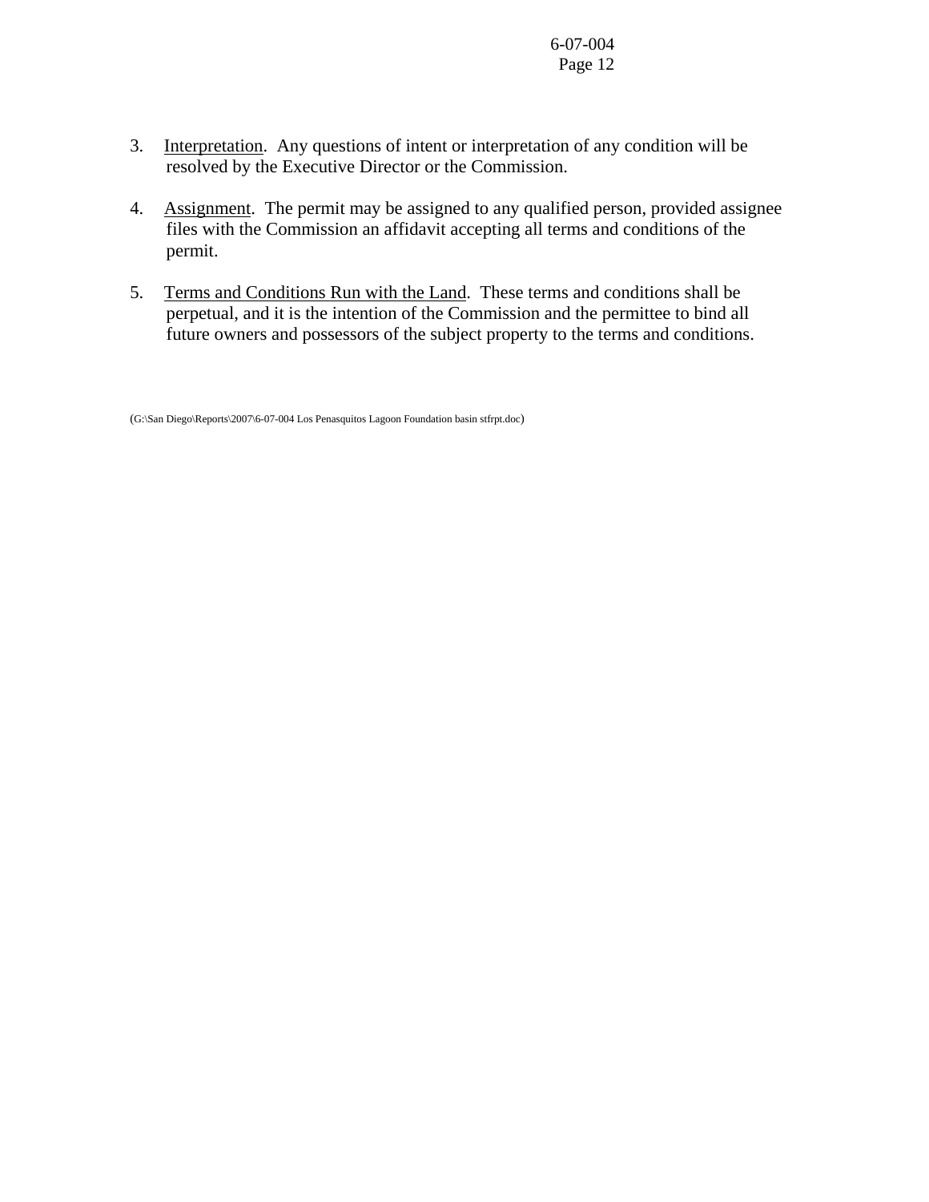3. Interpretation. Any questions of intent or interpretation of any condition will be resolved by the Executive Director or the Commission.

4. Assignment. The permit may be assigned to any qualified person, provided assignee files with the Commission an affidavit accepting all terms and conditions of the permit.

5. Terms and Conditions Run with the Land. These terms and conditions shall be perpetual, and it is the intention of the Commission and the permittee to bind all future owners and possessors of the subject property to the terms and conditions.

(G:\San Diego\Reports\2007\6-07-004 Los Penasquitos Lagoon Foundation basin stfrpt.doc)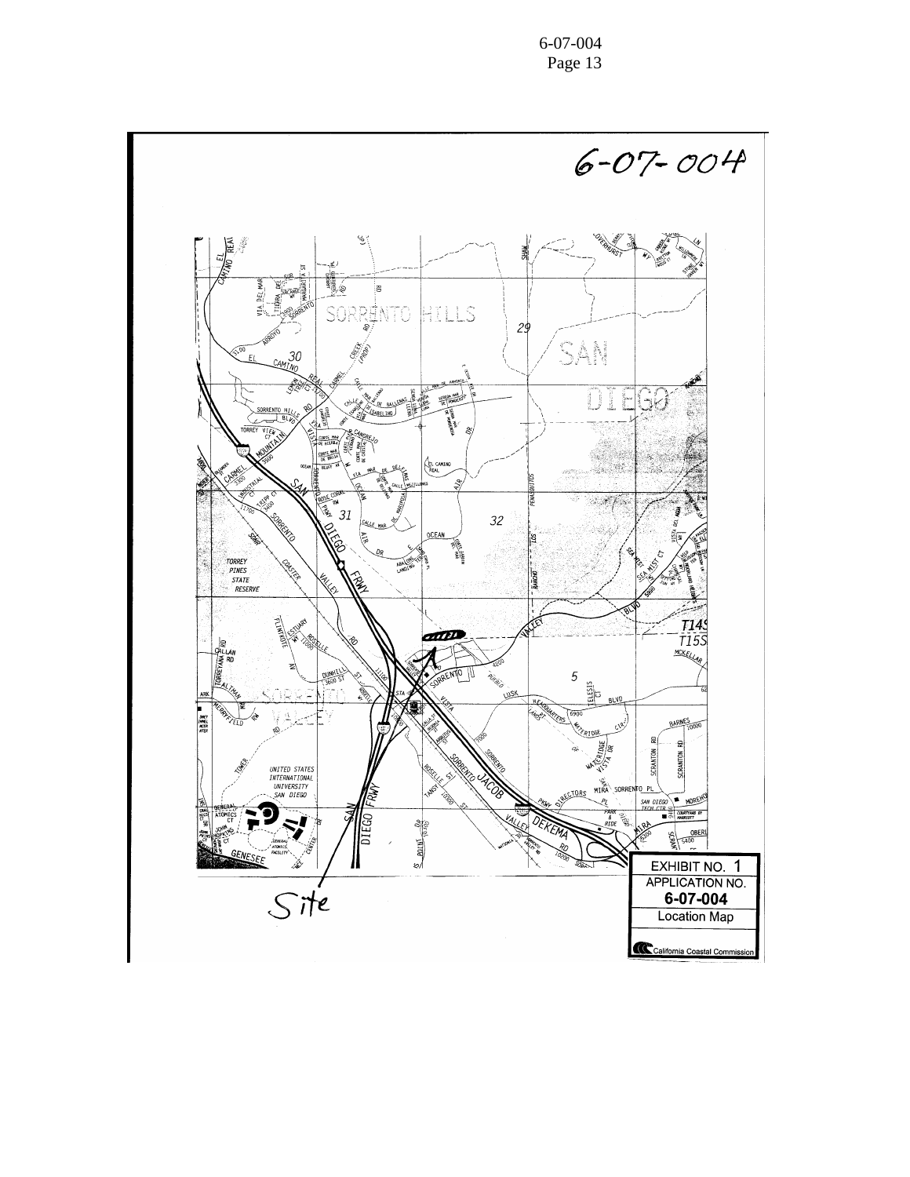6-07-004

Site

EXHIBIT NO. 1

APPLICATION NO.

**6-07-004**

Location Map

California Coastal Commission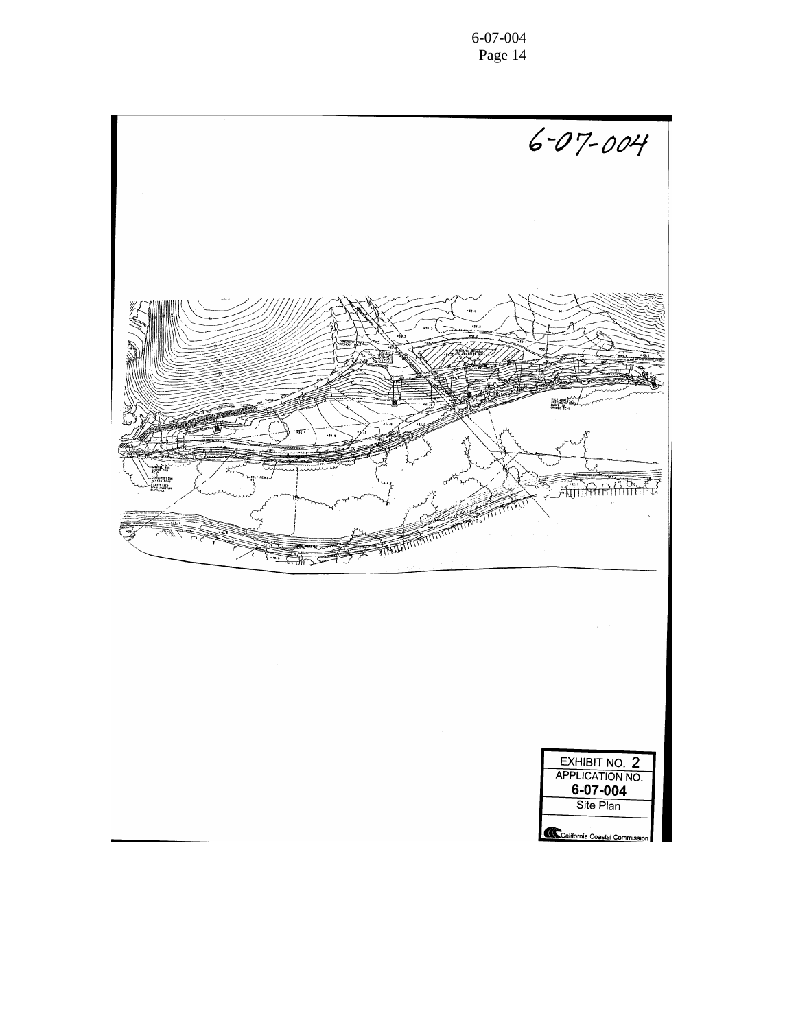6-07-004

EXHIBIT NO. 2
APPLICATION NO.
**6-07-004**
Site Plan

California Coastal Commission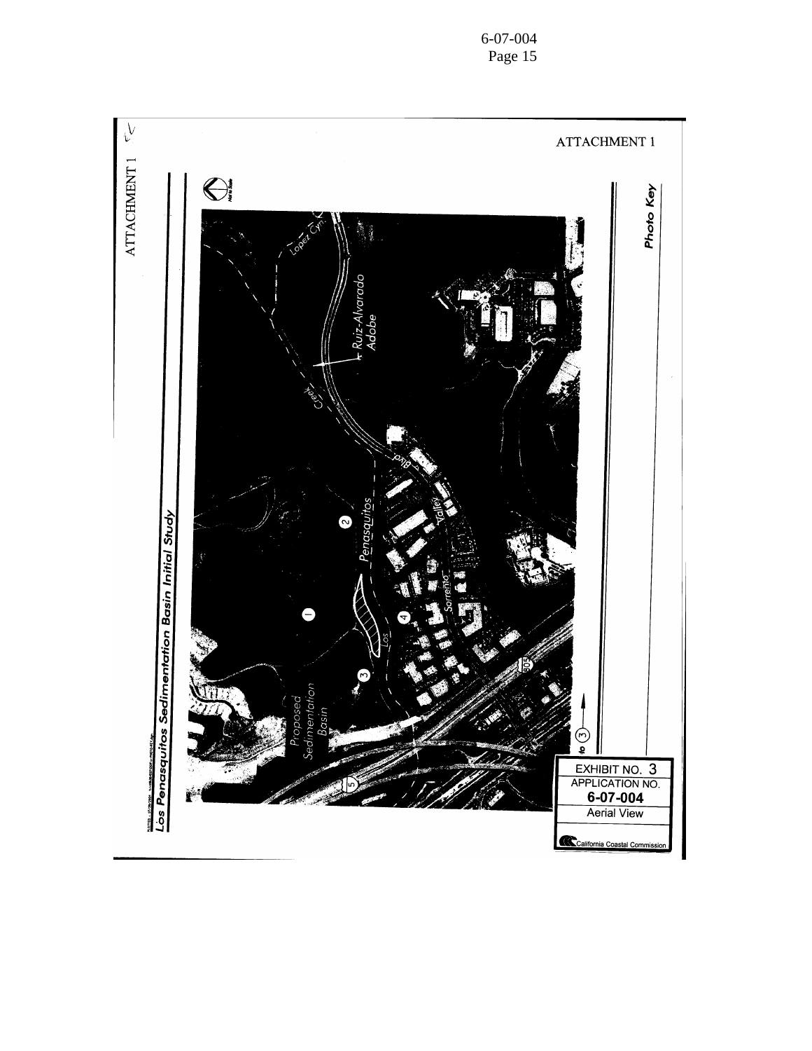ATTACHMENT 1

ATTACHMENT 1

Los Penasquitos Sedimentation Basin Initial Study

Photo Key

Lopez Cyn.

Ruiz-Alvarado Adobe

Creek

Penasquitos

Los

Blvd.

Valley

Sorrento

Proposed Sedimentation Basin

1

2

3

4

5

805

EXHIBIT NO. 3

APPLICATION NO.

**6-07-004**

Aerial View

California Coastal Commission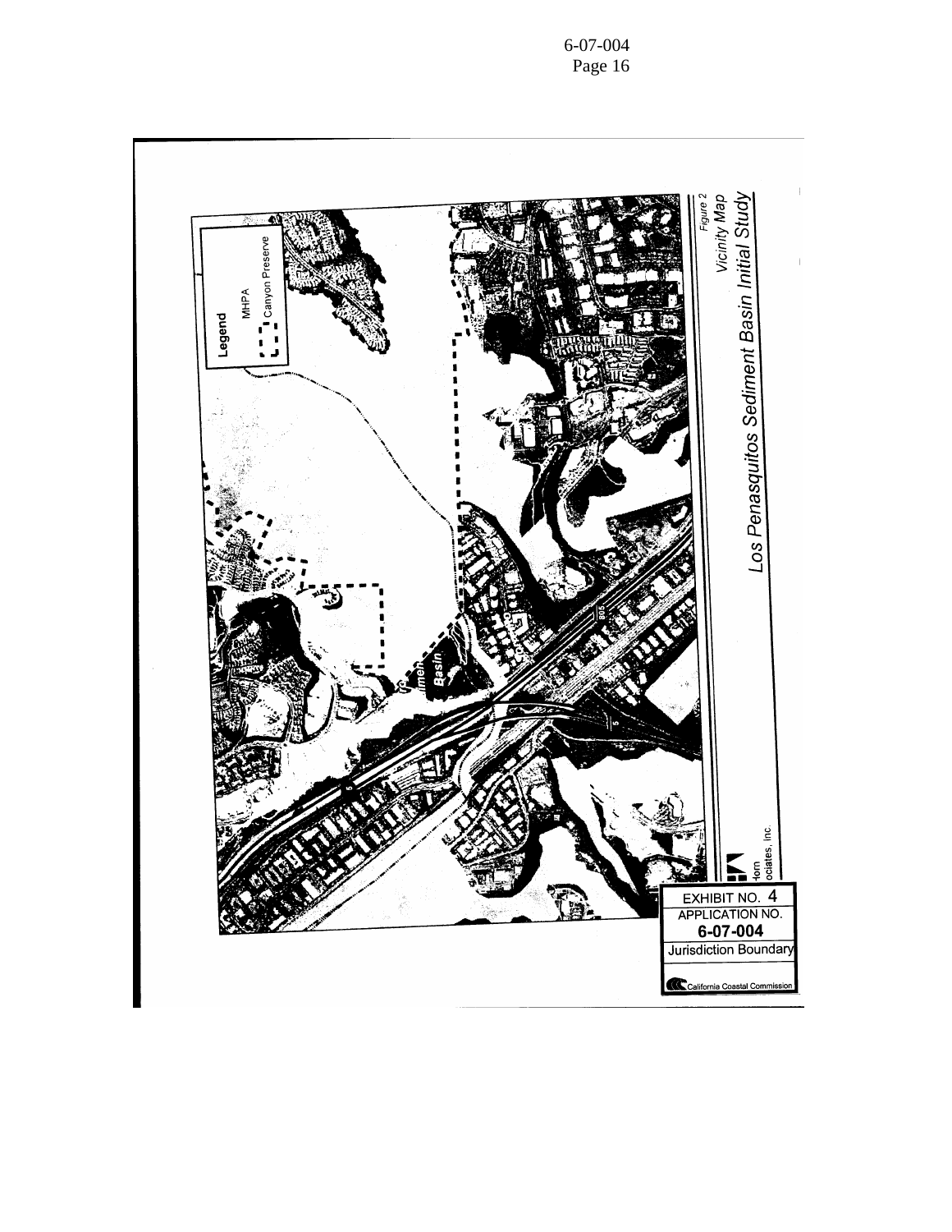Legend

MHPA

Canyon Preserve

Figure 2

*Vicinity Map*

*Los Penasquitos Sediment Basin Initial Study*

EXHIBIT NO. 4

APPLICATION NO.

**6-07-004**

Jurisdiction Boundary

California Coastal Commission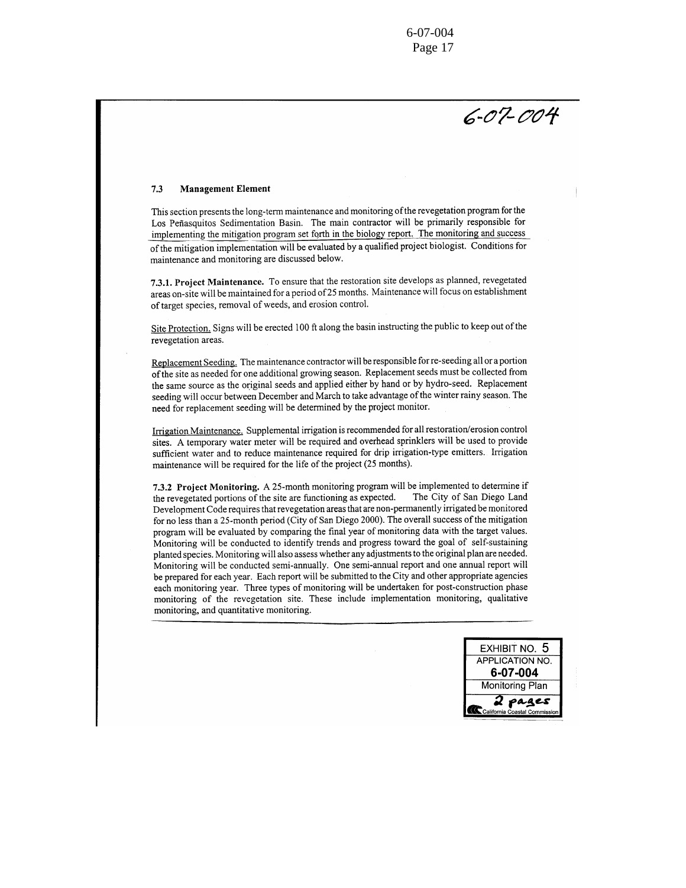6-07-004

### 7.3 Management Element

This section presents the long-term maintenance and monitoring of the revegetation program for the Los Peñasquitos Sedimentation Basin. The main contractor will be primarily responsible for implementing the mitigation program set forth in the biology report. The monitoring and success of the mitigation implementation will be evaluated by a qualified project biologist. Conditions for maintenance and monitoring are discussed below.

**7.3.1. Project Maintenance.** To ensure that the restoration site develops as planned, revegetated areas on-site will be maintained for a period of 25 months. Maintenance will focus on establishment of target species, removal of weeds, and erosion control.

Site Protection. Signs will be erected 100 ft along the basin instructing the public to keep out of the revegetation areas.

Replacement Seeding. The maintenance contractor will be responsible for re-seeding all or a portion of the site as needed for one additional growing season. Replacement seeds must be collected from the same source as the original seeds and applied either by hand or by hydro-seed. Replacement seeding will occur between December and March to take advantage of the winter rainy season. The need for replacement seeding will be determined by the project monitor.

Irrigation Maintenance. Supplemental irrigation is recommended for all restoration/erosion control sites. A temporary water meter will be required and overhead sprinklers will be used to provide sufficient water and to reduce maintenance required for drip irrigation-type emitters. Irrigation maintenance will be required for the life of the project (25 months).

**7.3.2 Project Monitoring.** A 25-month monitoring program will be implemented to determine if the revegetated portions of the site are functioning as expected. The City of San Diego Land Development Code requires that revegetation areas that are non-permanently irrigated be monitored for no less than a 25-month period (City of San Diego 2000). The overall success of the mitigation program will be evaluated by comparing the final year of monitoring data with the target values. Monitoring will be conducted to identify trends and progress toward the goal of self-sustaining planted species. Monitoring will also assess whether any adjustments to the original plan are needed. Monitoring will be conducted semi-annually. One semi-annual report and one annual report will be prepared for each year. Each report will be submitted to the City and other appropriate agencies each monitoring year. Three types of monitoring will be undertaken for post-construction phase monitoring of the revegetation site. These include implementation monitoring, qualitative monitoring, and quantitative monitoring.

EXHIBIT NO. 5
APPLICATION NO.
**6-07-004**
Monitoring Plan
2 pages
California Coastal Commission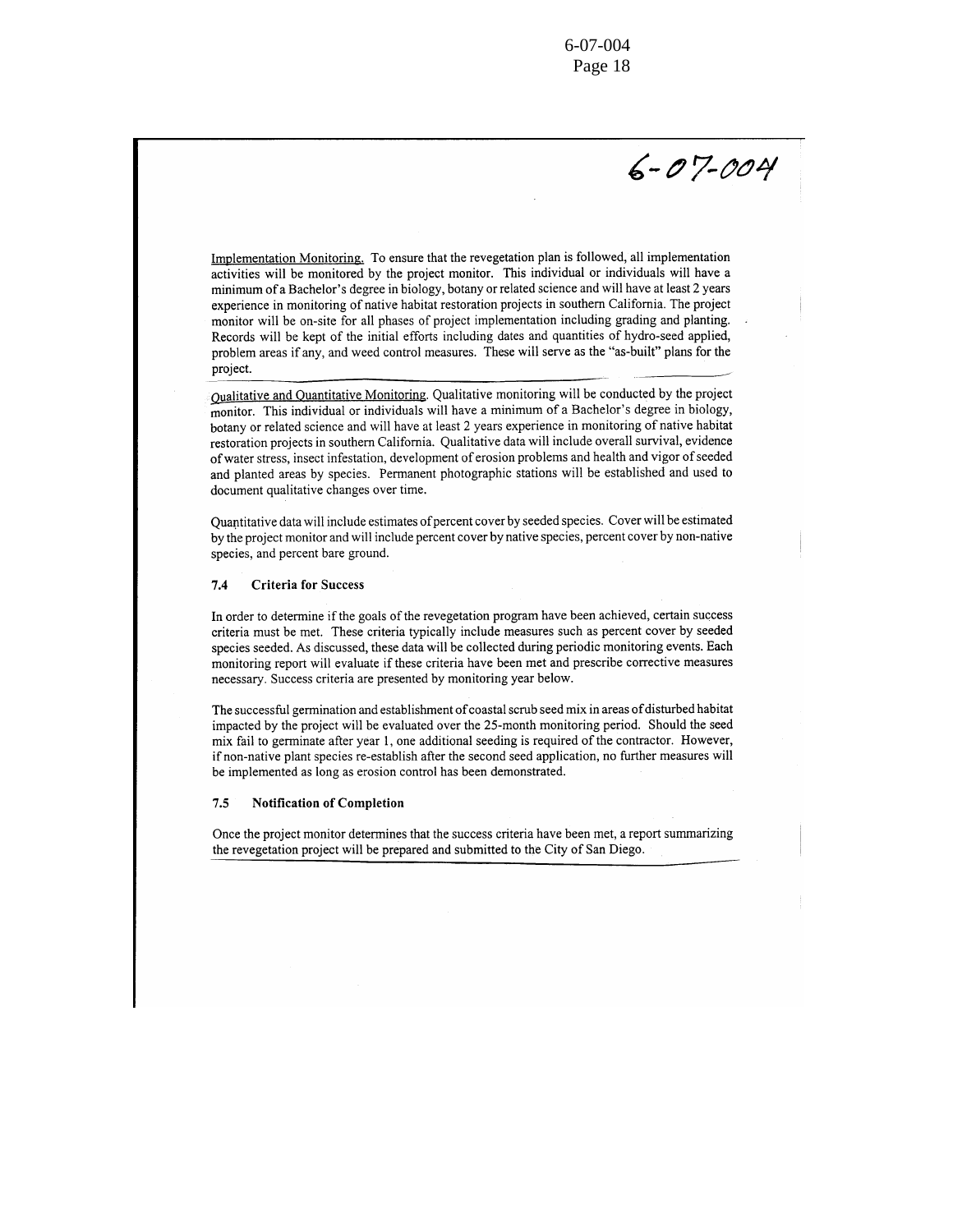6-07-004

Implementation Monitoring. To ensure that the revegetation plan is followed, all implementation activities will be monitored by the project monitor. This individual or individuals will have a minimum of a Bachelor's degree in biology, botany or related science and will have at least 2 years experience in monitoring of native habitat restoration projects in southern California. The project monitor will be on-site for all phases of project implementation including grading and planting. Records will be kept of the initial efforts including dates and quantities of hydro-seed applied, problem areas if any, and weed control measures. These will serve as the "as-built" plans for the project.

Qualitative and Quantitative Monitoring. Qualitative monitoring will be conducted by the project monitor. This individual or individuals will have a minimum of a Bachelor's degree in biology, botany or related science and will have at least 2 years experience in monitoring of native habitat restoration projects in southern California. Qualitative data will include overall survival, evidence of water stress, insect infestation, development of erosion problems and health and vigor of seeded and planted areas by species. Permanent photographic stations will be established and used to document qualitative changes over time.

Quantitative data will include estimates of percent cover by seeded species. Cover will be estimated by the project monitor and will include percent cover by native species, percent cover by non-native species, and percent bare ground.

### 7.4 Criteria for Success

In order to determine if the goals of the revegetation program have been achieved, certain success criteria must be met. These criteria typically include measures such as percent cover by seeded species seeded. As discussed, these data will be collected during periodic monitoring events. Each monitoring report will evaluate if these criteria have been met and prescribe corrective measures necessary. Success criteria are presented by monitoring year below.

The successful germination and establishment of coastal scrub seed mix in areas of disturbed habitat impacted by the project will be evaluated over the 25-month monitoring period. Should the seed mix fail to germinate after year 1, one additional seeding is required of the contractor. However, if non-native plant species re-establish after the second seed application, no further measures will be implemented as long as erosion control has been demonstrated.

### 7.5 Notification of Completion

Once the project monitor determines that the success criteria have been met, a report summarizing the revegetation project will be prepared and submitted to the City of San Diego.